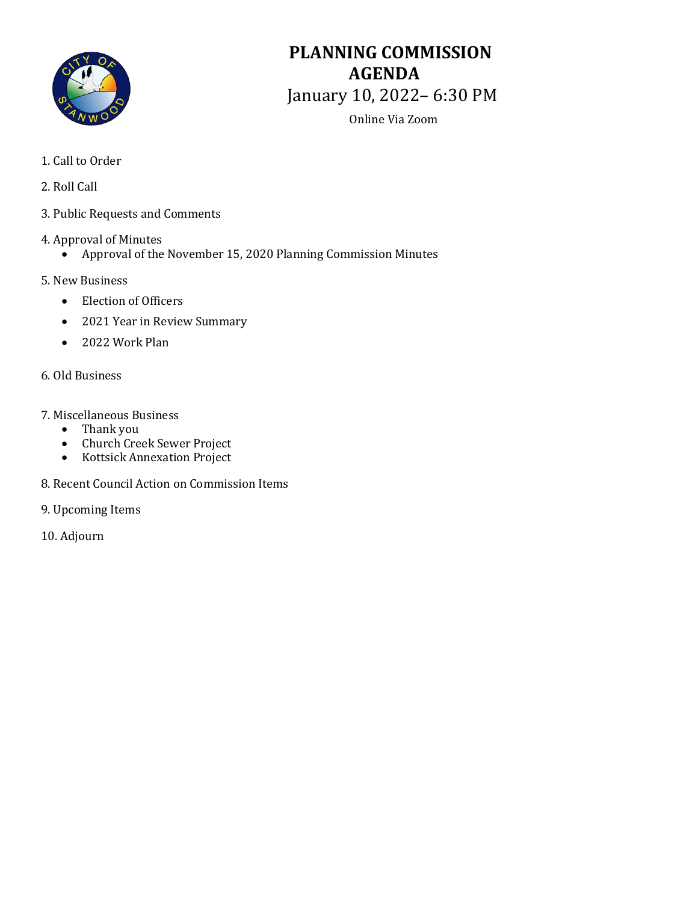# PLANNING COMMISSION AGENDA

## January 10, 2022– 6:30 PM

Online Via Zoom

1. Call to Order
2. Roll Call
3. Public Requests and Comments
4. Approval of Minutes
    - Approval of the November 15, 2020 Planning Commission Minutes
5. New Business
    - Election of Officers
    - 2021 Year in Review Summary
    - 2022 Work Plan
6. Old Business
7. Miscellaneous Business
    - Thank you
    - Church Creek Sewer Project
    - Kottsick Annexation Project
8. Recent Council Action on Commission Items
9. Upcoming Items
10. Adjourn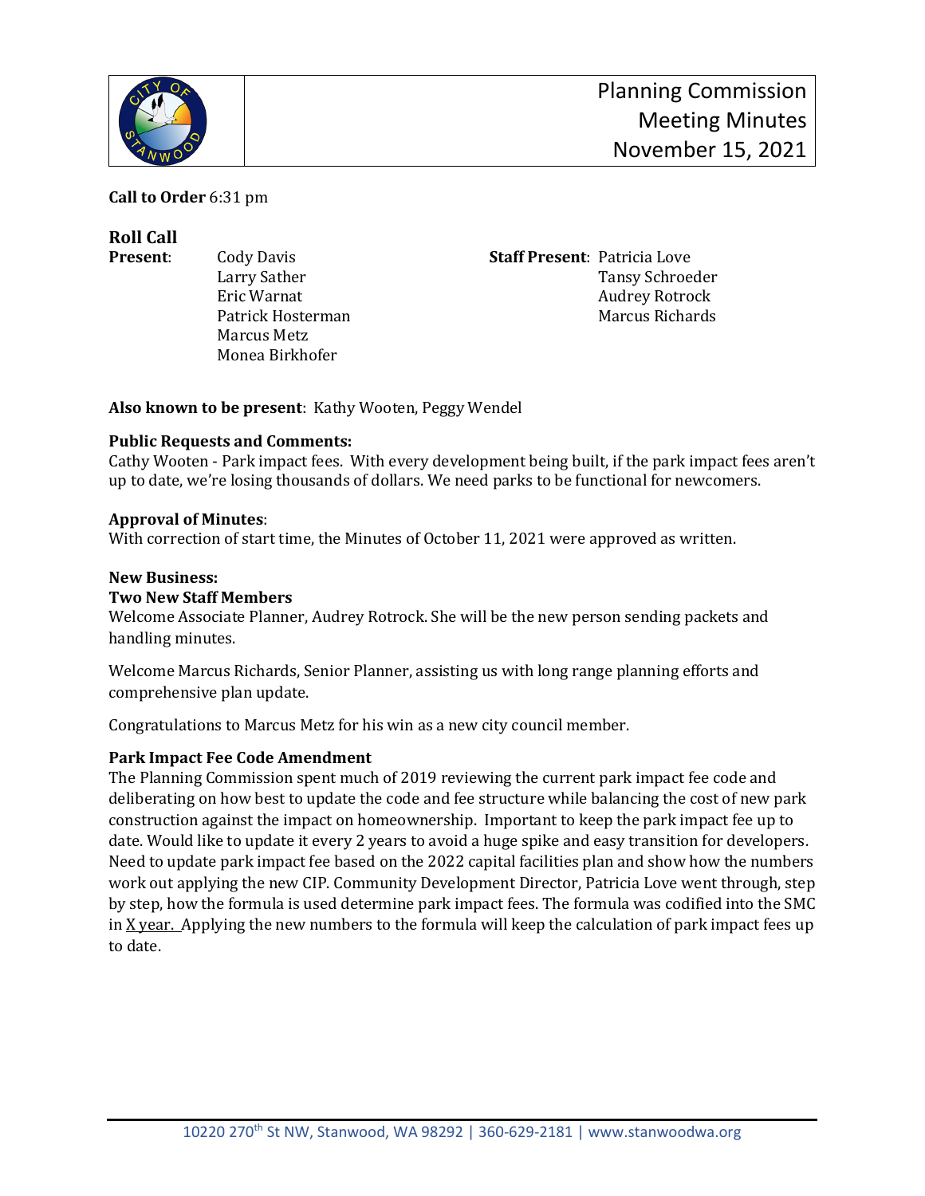# Planning Commission Meeting Minutes November 15, 2021

**Call to Order** 6:31 pm

**Roll Call**

**Present**: Cody Davis, Larry Sather, Eric Warnat, Patrick Hosterman, Marcus Metz, Monea Birkhofer

**Staff Present**: Patricia Love, Tansy Schroeder, Audrey Rotrock, Marcus Richards

**Also known to be present**: Kathy Wooten, Peggy Wendel

**Public Requests and Comments:**
Cathy Wooten - Park impact fees. With every development being built, if the park impact fees aren't up to date, we're losing thousands of dollars. We need parks to be functional for newcomers.

**Approval of Minutes**:
With correction of start time, the Minutes of October 11, 2021 were approved as written.

**New Business:**

**Two New Staff Members**

Welcome Associate Planner, Audrey Rotrock. She will be the new person sending packets and handling minutes.

Welcome Marcus Richards, Senior Planner, assisting us with long range planning efforts and comprehensive plan update.

Congratulations to Marcus Metz for his win as a new city council member.

**Park Impact Fee Code Amendment**

The Planning Commission spent much of 2019 reviewing the current park impact fee code and deliberating on how best to update the code and fee structure while balancing the cost of new park construction against the impact on homeownership. Important to keep the park impact fee up to date. Would like to update it every 2 years to avoid a huge spike and easy transition for developers. Need to update park impact fee based on the 2022 capital facilities plan and show how the numbers work out applying the new CIP. Community Development Director, Patricia Love went through, step by step, how the formula is used determine park impact fees. The formula was codified into the SMC in X year. Applying the new numbers to the formula will keep the calculation of park impact fees up to date.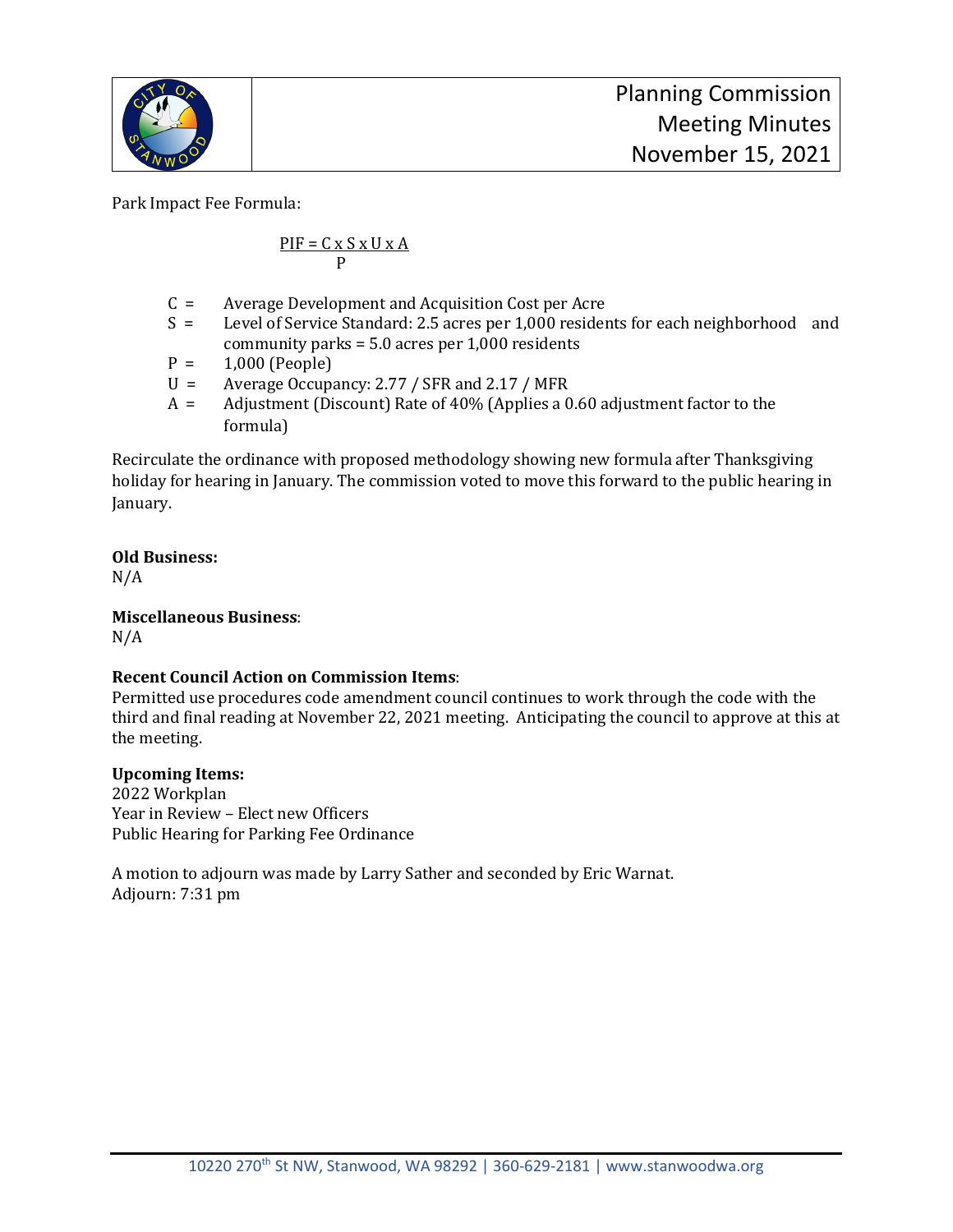Park Impact Fee Formula:

$$PIF = \frac{C \times S \times U \times A}{P}$$

- C = Average Development and Acquisition Cost per Acre
- S = Level of Service Standard: 2.5 acres per 1,000 residents for each neighborhood and community parks = 5.0 acres per 1,000 residents
- P = 1,000 (People)
- U = Average Occupancy: 2.77 / SFR and 2.17 / MFR
- A = Adjustment (Discount) Rate of 40% (Applies a 0.60 adjustment factor to the formula)

Recirculate the ordinance with proposed methodology showing new formula after Thanksgiving holiday for hearing in January. The commission voted to move this forward to the public hearing in January.

**Old Business:**
N/A

**Miscellaneous Business**:
N/A

**Recent Council Action on Commission Items**:
Permitted use procedures code amendment council continues to work through the code with the third and final reading at November 22, 2021 meeting. Anticipating the council to approve at this at the meeting.

**Upcoming Items:**
2022 Workplan
Year in Review – Elect new Officers
Public Hearing for Parking Fee Ordinance

A motion to adjourn was made by Larry Sather and seconded by Eric Warnat.
Adjourn: 7:31 pm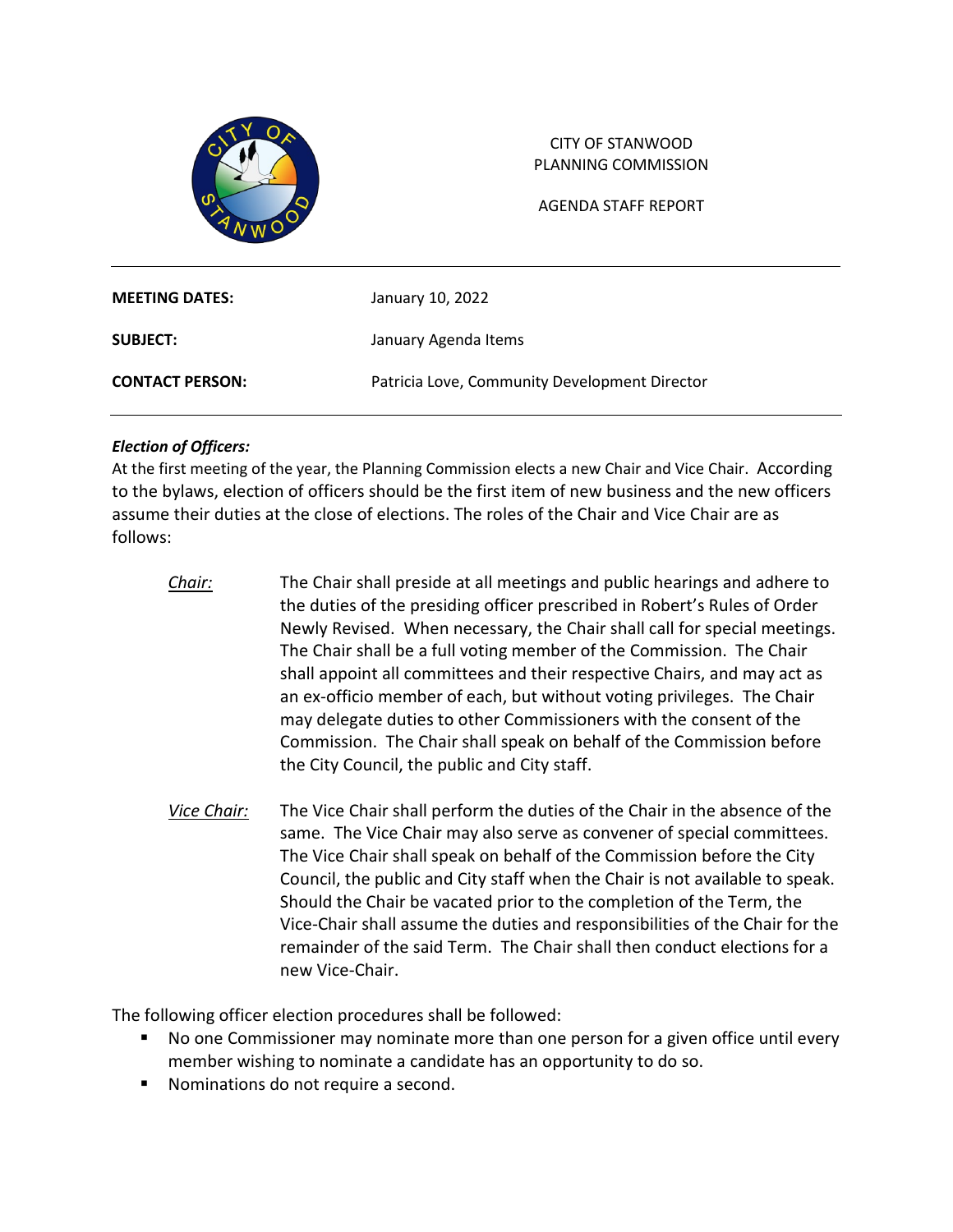CITY OF STANWOOD
PLANNING COMMISSION

AGENDA STAFF REPORT

| | |
|---|---|
| **MEETING DATES:** | January 10, 2022 |
| **SUBJECT:** | January Agenda Items |
| **CONTACT PERSON:** | Patricia Love, Community Development Director |

***Election of Officers:***

At the first meeting of the year, the Planning Commission elects a new Chair and Vice Chair. According to the bylaws, election of officers should be the first item of new business and the new officers assume their duties at the close of elections. The roles of the Chair and Vice Chair are as follows:

*Chair:* The Chair shall preside at all meetings and public hearings and adhere to the duties of the presiding officer prescribed in Robert's Rules of Order Newly Revised. When necessary, the Chair shall call for special meetings. The Chair shall be a full voting member of the Commission. The Chair shall appoint all committees and their respective Chairs, and may act as an ex-officio member of each, but without voting privileges. The Chair may delegate duties to other Commissioners with the consent of the Commission. The Chair shall speak on behalf of the Commission before the City Council, the public and City staff.

*Vice Chair:* The Vice Chair shall perform the duties of the Chair in the absence of the same. The Vice Chair may also serve as convener of special committees. The Vice Chair shall speak on behalf of the Commission before the City Council, the public and City staff when the Chair is not available to speak. Should the Chair be vacated prior to the completion of the Term, the Vice-Chair shall assume the duties and responsibilities of the Chair for the remainder of the said Term. The Chair shall then conduct elections for a new Vice-Chair.

The following officer election procedures shall be followed:

- No one Commissioner may nominate more than one person for a given office until every member wishing to nominate a candidate has an opportunity to do so.
- Nominations do not require a second.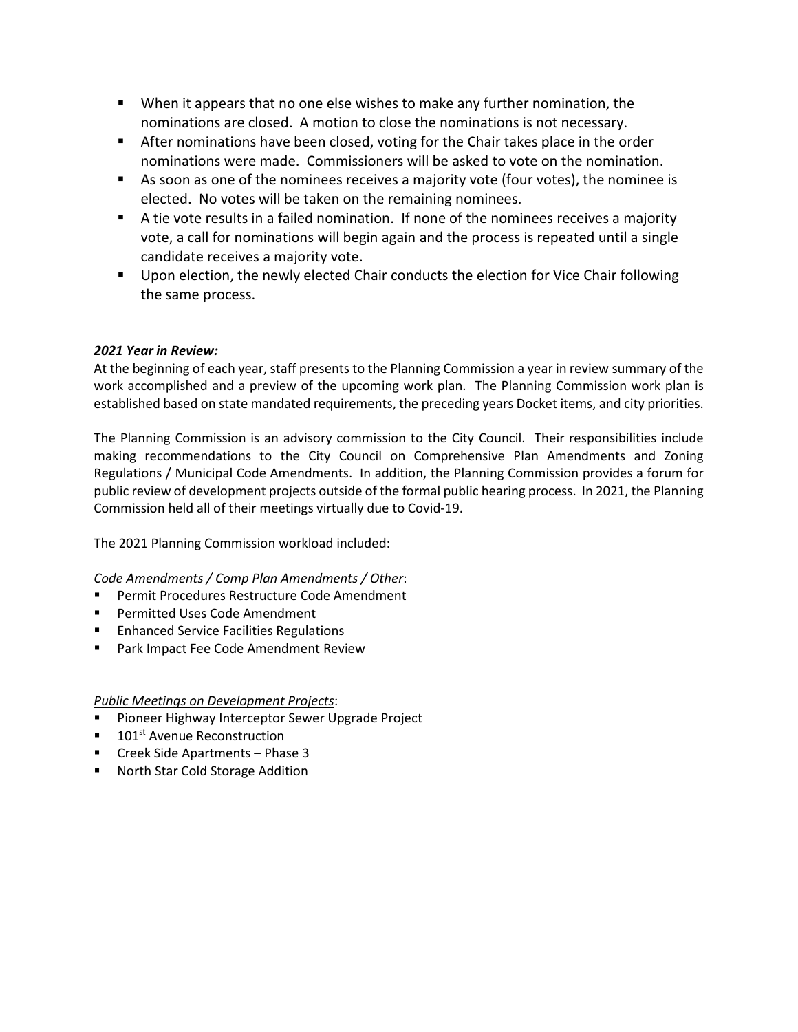- When it appears that no one else wishes to make any further nomination, the nominations are closed. A motion to close the nominations is not necessary.
- After nominations have been closed, voting for the Chair takes place in the order nominations were made. Commissioners will be asked to vote on the nomination.
- As soon as one of the nominees receives a majority vote (four votes), the nominee is elected. No votes will be taken on the remaining nominees.
- A tie vote results in a failed nomination. If none of the nominees receives a majority vote, a call for nominations will begin again and the process is repeated until a single candidate receives a majority vote.
- Upon election, the newly elected Chair conducts the election for Vice Chair following the same process.

***2021 Year in Review:***

At the beginning of each year, staff presents to the Planning Commission a year in review summary of the work accomplished and a preview of the upcoming work plan. The Planning Commission work plan is established based on state mandated requirements, the preceding years Docket items, and city priorities.

The Planning Commission is an advisory commission to the City Council. Their responsibilities include making recommendations to the City Council on Comprehensive Plan Amendments and Zoning Regulations / Municipal Code Amendments. In addition, the Planning Commission provides a forum for public review of development projects outside of the formal public hearing process. In 2021, the Planning Commission held all of their meetings virtually due to Covid-19.

The 2021 Planning Commission workload included:

<u>*Code Amendments / Comp Plan Amendments / Other*</u>:

- Permit Procedures Restructure Code Amendment
- Permitted Uses Code Amendment
- Enhanced Service Facilities Regulations
- Park Impact Fee Code Amendment Review

<u>*Public Meetings on Development Projects*</u>:

- Pioneer Highway Interceptor Sewer Upgrade Project
- 101st Avenue Reconstruction
- Creek Side Apartments – Phase 3
- North Star Cold Storage Addition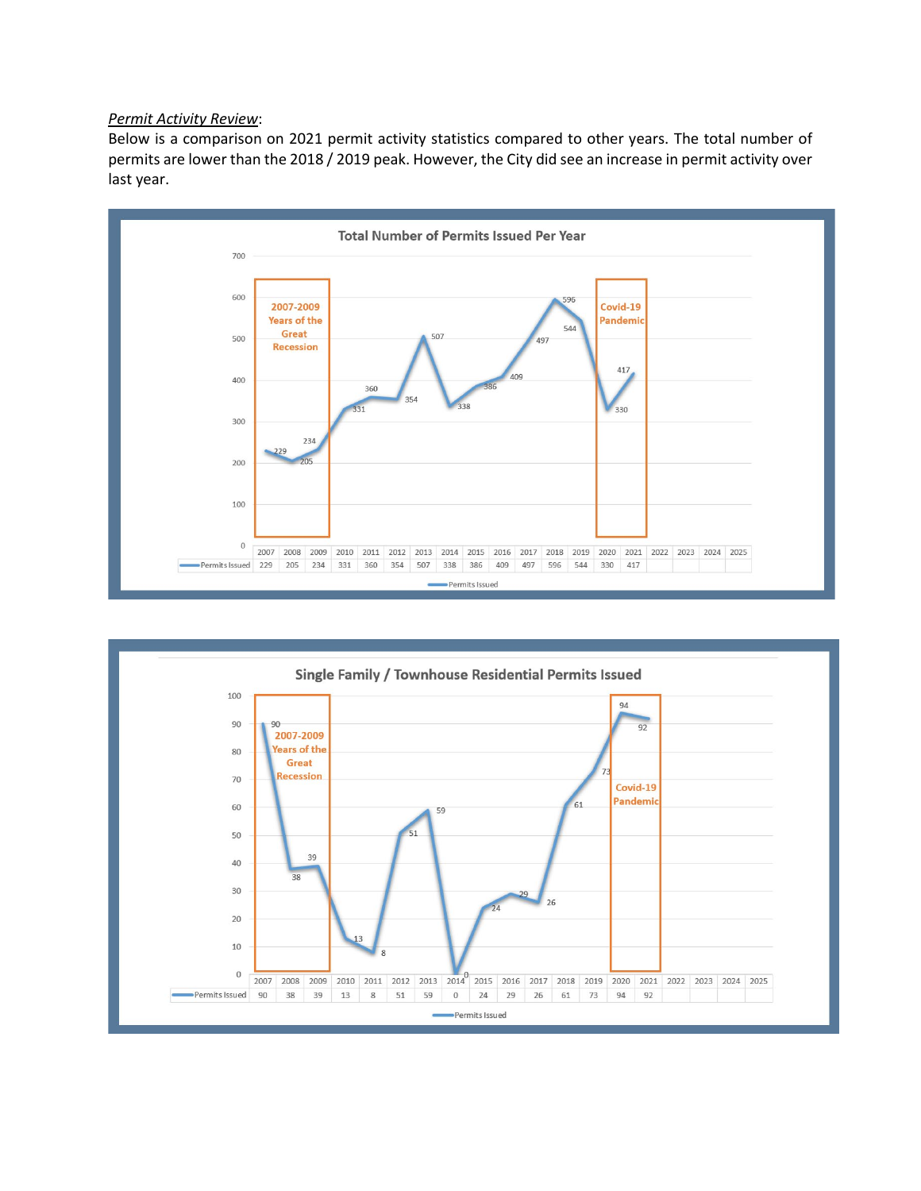*Permit Activity Review*:

Below is a comparison on 2021 permit activity statistics compared to other years. The total number of permits are lower than the 2018 / 2019 peak. However, the City did see an increase in permit activity over last year.

**Total Number of Permits Issued Per Year**

| | 2007 | 2008 | 2009 | 2010 | 2011 | 2012 | 2013 | 2014 | 2015 | 2016 | 2017 | 2018 | 2019 | 2020 | 2021 | 2022 | 2023 | 2024 | 2025 |
|---|---|---|---|---|---|---|---|---|---|---|---|---|---|---|---|---|---|---|---|
| Permits Issued | 229 | 205 | 234 | 331 | 360 | 354 | 507 | 338 | 386 | 409 | 497 | 596 | 544 | 330 | 417 | | | | |

2007-2009 Years of the Great Recession

Covid-19 Pandemic

**Single Family / Townhouse Residential Permits Issued**

| | 2007 | 2008 | 2009 | 2010 | 2011 | 2012 | 2013 | 2014 | 2015 | 2016 | 2017 | 2018 | 2019 | 2020 | 2021 | 2022 | 2023 | 2024 | 2025 |
|---|---|---|---|---|---|---|---|---|---|---|---|---|---|---|---|---|---|---|---|
| Permits Issued | 90 | 38 | 39 | 13 | 8 | 51 | 59 | 0 | 24 | 29 | 26 | 61 | 73 | 94 | 92 | | | | |

2007-2009 Years of the Great Recession

Covid-19 Pandemic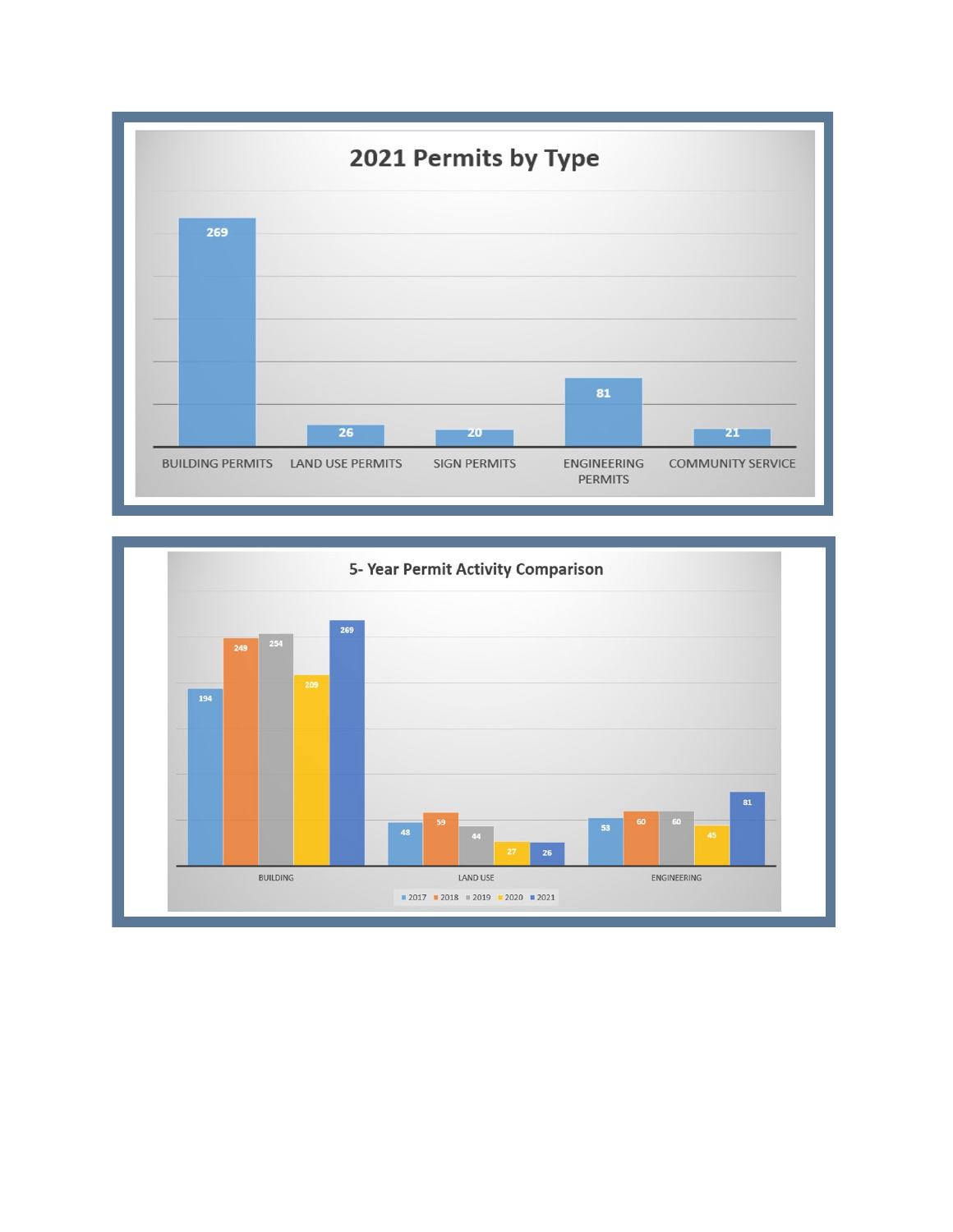## 2021 Permits by Type

| Permit Type | Count |
|---|---|
| BUILDING PERMITS | 269 |
| LAND USE PERMITS | 26 |
| SIGN PERMITS | 20 |
| ENGINEERING PERMITS | 81 |
| COMMUNITY SERVICE | 21 |

## 5- Year Permit Activity Comparison

| | 2017 | 2018 | 2019 | 2020 | 2021 |
|---|---|---|---|---|---|
| BUILDING | 194 | 249 | 254 | 209 | 269 |
| LAND USE | 48 | 59 | 44 | 27 | 26 |
| ENGINEERING | 53 | 60 | 60 | 45 | 81 |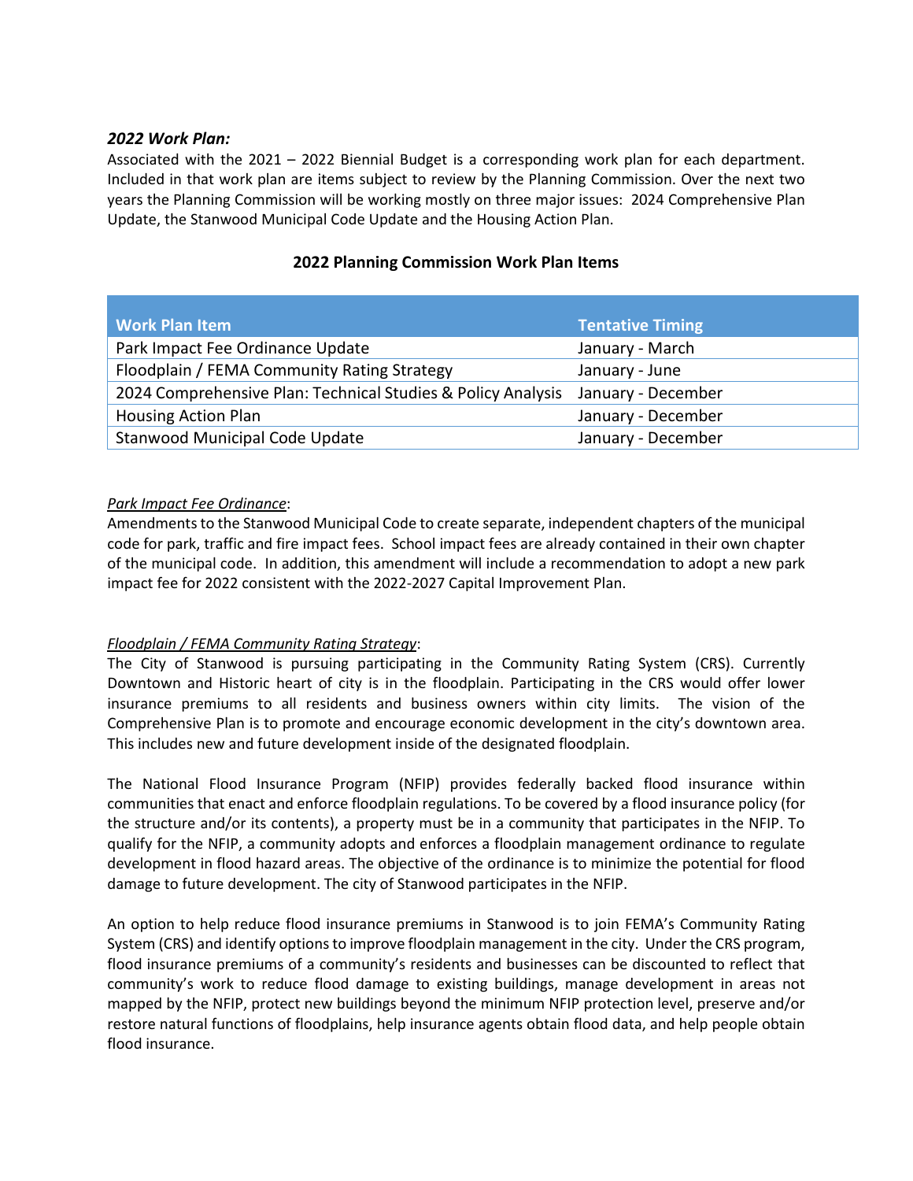***2022 Work Plan:***

Associated with the 2021 – 2022 Biennial Budget is a corresponding work plan for each department. Included in that work plan are items subject to review by the Planning Commission. Over the next two years the Planning Commission will be working mostly on three major issues: 2024 Comprehensive Plan Update, the Stanwood Municipal Code Update and the Housing Action Plan.

**2022 Planning Commission Work Plan Items**

| Work Plan Item | Tentative Timing |
|---|---|
| Park Impact Fee Ordinance Update | January - March |
| Floodplain / FEMA Community Rating Strategy | January - June |
| 2024 Comprehensive Plan: Technical Studies & Policy Analysis | January - December |
| Housing Action Plan | January - December |
| Stanwood Municipal Code Update | January - December |

*Park Impact Fee Ordinance*:

Amendments to the Stanwood Municipal Code to create separate, independent chapters of the municipal code for park, traffic and fire impact fees. School impact fees are already contained in their own chapter of the municipal code. In addition, this amendment will include a recommendation to adopt a new park impact fee for 2022 consistent with the 2022-2027 Capital Improvement Plan.

*Floodplain / FEMA Community Rating Strategy*:

The City of Stanwood is pursuing participating in the Community Rating System (CRS). Currently Downtown and Historic heart of city is in the floodplain. Participating in the CRS would offer lower insurance premiums to all residents and business owners within city limits. The vision of the Comprehensive Plan is to promote and encourage economic development in the city's downtown area. This includes new and future development inside of the designated floodplain.

The National Flood Insurance Program (NFIP) provides federally backed flood insurance within communities that enact and enforce floodplain regulations. To be covered by a flood insurance policy (for the structure and/or its contents), a property must be in a community that participates in the NFIP. To qualify for the NFIP, a community adopts and enforces a floodplain management ordinance to regulate development in flood hazard areas. The objective of the ordinance is to minimize the potential for flood damage to future development. The city of Stanwood participates in the NFIP.

An option to help reduce flood insurance premiums in Stanwood is to join FEMA's Community Rating System (CRS) and identify options to improve floodplain management in the city. Under the CRS program, flood insurance premiums of a community's residents and businesses can be discounted to reflect that community's work to reduce flood damage to existing buildings, manage development in areas not mapped by the NFIP, protect new buildings beyond the minimum NFIP protection level, preserve and/or restore natural functions of floodplains, help insurance agents obtain flood data, and help people obtain flood insurance.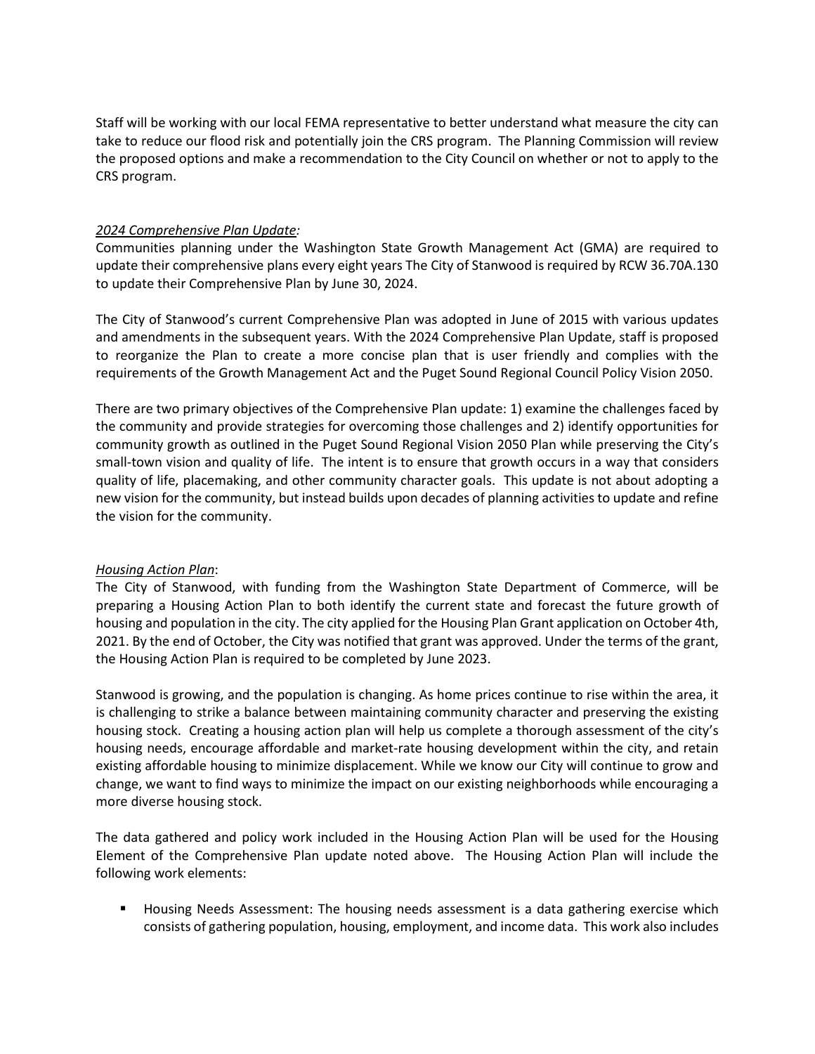Staff will be working with our local FEMA representative to better understand what measure the city can take to reduce our flood risk and potentially join the CRS program. The Planning Commission will review the proposed options and make a recommendation to the City Council on whether or not to apply to the CRS program.

*2024 Comprehensive Plan Update:*

Communities planning under the Washington State Growth Management Act (GMA) are required to update their comprehensive plans every eight years The City of Stanwood is required by RCW 36.70A.130 to update their Comprehensive Plan by June 30, 2024.

The City of Stanwood's current Comprehensive Plan was adopted in June of 2015 with various updates and amendments in the subsequent years. With the 2024 Comprehensive Plan Update, staff is proposed to reorganize the Plan to create a more concise plan that is user friendly and complies with the requirements of the Growth Management Act and the Puget Sound Regional Council Policy Vision 2050.

There are two primary objectives of the Comprehensive Plan update: 1) examine the challenges faced by the community and provide strategies for overcoming those challenges and 2) identify opportunities for community growth as outlined in the Puget Sound Regional Vision 2050 Plan while preserving the City's small-town vision and quality of life. The intent is to ensure that growth occurs in a way that considers quality of life, placemaking, and other community character goals. This update is not about adopting a new vision for the community, but instead builds upon decades of planning activities to update and refine the vision for the community.

*Housing Action Plan*:

The City of Stanwood, with funding from the Washington State Department of Commerce, will be preparing a Housing Action Plan to both identify the current state and forecast the future growth of housing and population in the city. The city applied for the Housing Plan Grant application on October 4th, 2021. By the end of October, the City was notified that grant was approved. Under the terms of the grant, the Housing Action Plan is required to be completed by June 2023.

Stanwood is growing, and the population is changing. As home prices continue to rise within the area, it is challenging to strike a balance between maintaining community character and preserving the existing housing stock. Creating a housing action plan will help us complete a thorough assessment of the city's housing needs, encourage affordable and market-rate housing development within the city, and retain existing affordable housing to minimize displacement. While we know our City will continue to grow and change, we want to find ways to minimize the impact on our existing neighborhoods while encouraging a more diverse housing stock.

The data gathered and policy work included in the Housing Action Plan will be used for the Housing Element of the Comprehensive Plan update noted above. The Housing Action Plan will include the following work elements:

- Housing Needs Assessment: The housing needs assessment is a data gathering exercise which consists of gathering population, housing, employment, and income data. This work also includes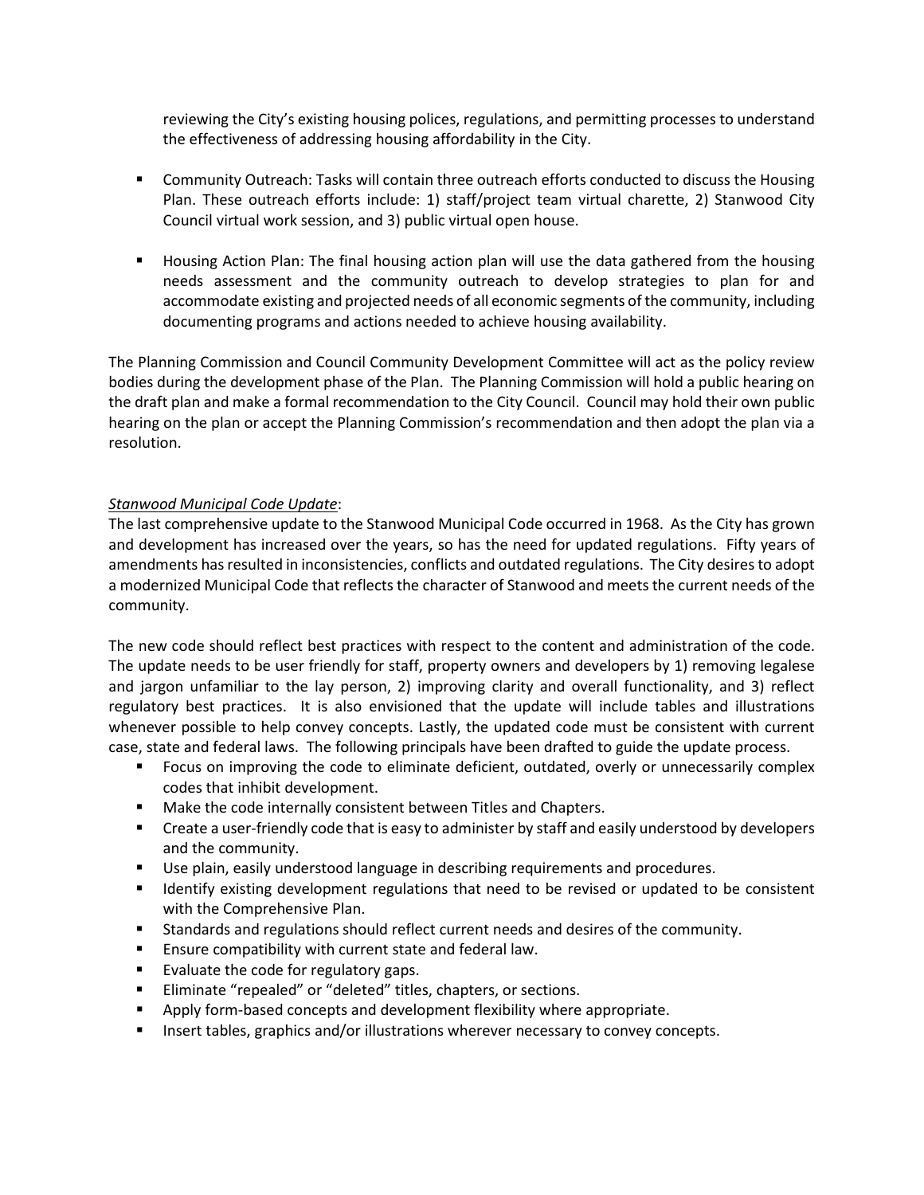reviewing the City's existing housing polices, regulations, and permitting processes to understand the effectiveness of addressing housing affordability in the City.

- Community Outreach: Tasks will contain three outreach efforts conducted to discuss the Housing Plan. These outreach efforts include: 1) staff/project team virtual charette, 2) Stanwood City Council virtual work session, and 3) public virtual open house.
- Housing Action Plan: The final housing action plan will use the data gathered from the housing needs assessment and the community outreach to develop strategies to plan for and accommodate existing and projected needs of all economic segments of the community, including documenting programs and actions needed to achieve housing availability.

The Planning Commission and Council Community Development Committee will act as the policy review bodies during the development phase of the Plan. The Planning Commission will hold a public hearing on the draft plan and make a formal recommendation to the City Council. Council may hold their own public hearing on the plan or accept the Planning Commission's recommendation and then adopt the plan via a resolution.

*Stanwood Municipal Code Update*:

The last comprehensive update to the Stanwood Municipal Code occurred in 1968. As the City has grown and development has increased over the years, so has the need for updated regulations. Fifty years of amendments has resulted in inconsistencies, conflicts and outdated regulations. The City desires to adopt a modernized Municipal Code that reflects the character of Stanwood and meets the current needs of the community.

The new code should reflect best practices with respect to the content and administration of the code. The update needs to be user friendly for staff, property owners and developers by 1) removing legalese and jargon unfamiliar to the lay person, 2) improving clarity and overall functionality, and 3) reflect regulatory best practices. It is also envisioned that the update will include tables and illustrations whenever possible to help convey concepts. Lastly, the updated code must be consistent with current case, state and federal laws. The following principals have been drafted to guide the update process.

- Focus on improving the code to eliminate deficient, outdated, overly or unnecessarily complex codes that inhibit development.
- Make the code internally consistent between Titles and Chapters.
- Create a user-friendly code that is easy to administer by staff and easily understood by developers and the community.
- Use plain, easily understood language in describing requirements and procedures.
- Identify existing development regulations that need to be revised or updated to be consistent with the Comprehensive Plan.
- Standards and regulations should reflect current needs and desires of the community.
- Ensure compatibility with current state and federal law.
- Evaluate the code for regulatory gaps.
- Eliminate "repealed" or "deleted" titles, chapters, or sections.
- Apply form-based concepts and development flexibility where appropriate.
- Insert tables, graphics and/or illustrations wherever necessary to convey concepts.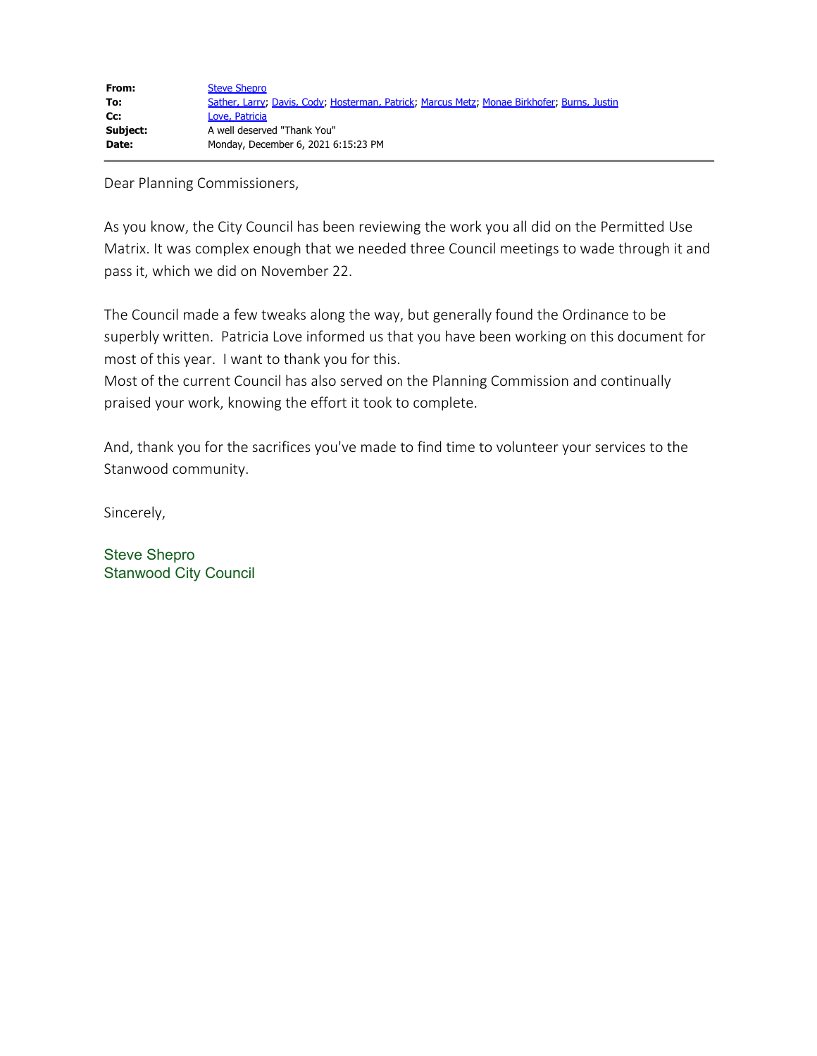| | |
|---|---|
| **From:** | Steve Shepro |
| **To:** | Sather, Larry; Davis, Cody; Hosterman, Patrick; Marcus Metz; Monae Birkhofer; Burns, Justin |
| **Cc:** | Love, Patricia |
| **Subject:** | A well deserved "Thank You" |
| **Date:** | Monday, December 6, 2021 6:15:23 PM |

Dear Planning Commissioners,

As you know, the City Council has been reviewing the work you all did on the Permitted Use Matrix. It was complex enough that we needed three Council meetings to wade through it and pass it, which we did on November 22.

The Council made a few tweaks along the way, but generally found the Ordinance to be superbly written. Patricia Love informed us that you have been working on this document for most of this year. I want to thank you for this.
Most of the current Council has also served on the Planning Commission and continually praised your work, knowing the effort it took to complete.

And, thank you for the sacrifices you've made to find time to volunteer your services to the Stanwood community.

Sincerely,

Steve Shepro
Stanwood City Council